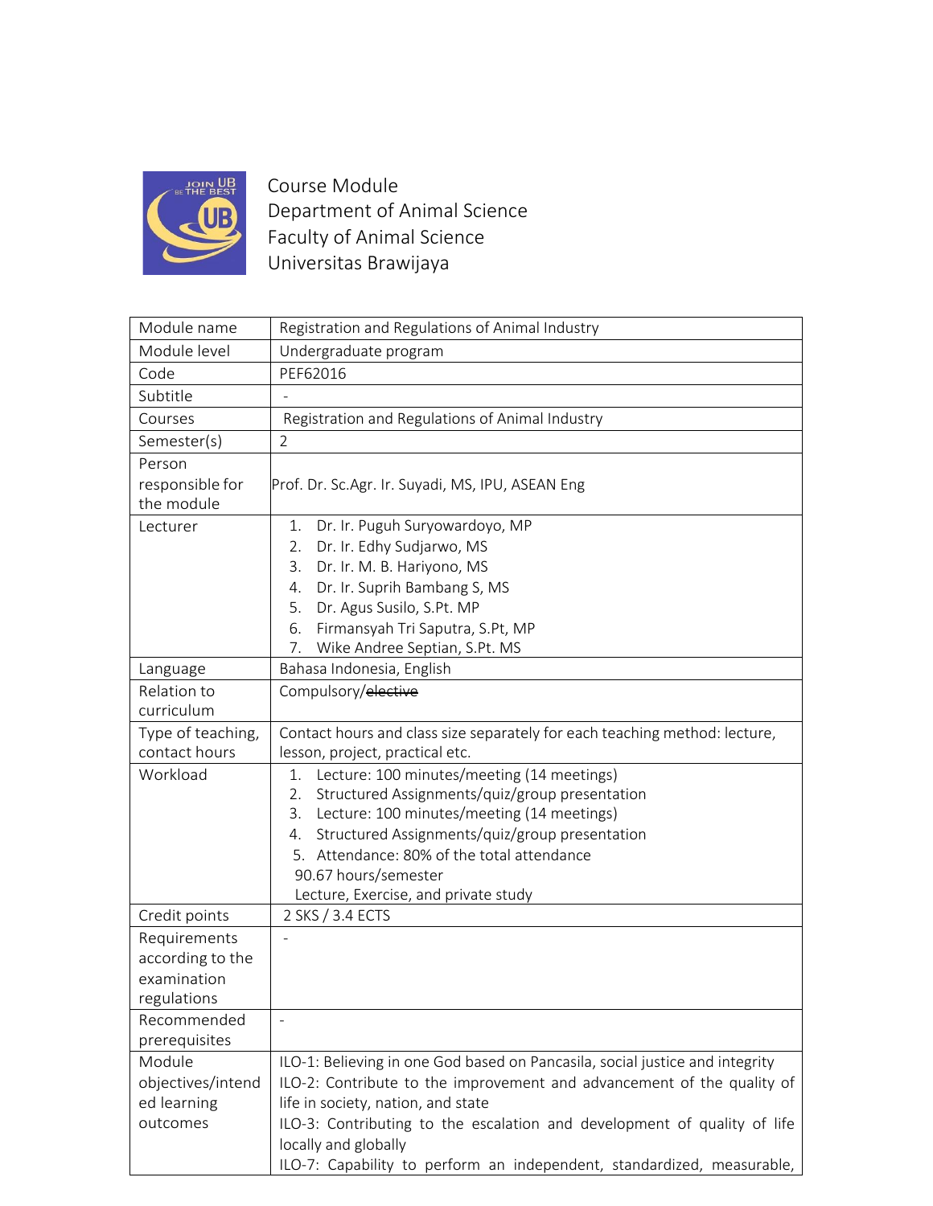Course Module
Department of Animal Science
Faculty of Animal Science
Universitas Brawijaya

| Module name | Registration and Regulations of Animal Industry |
|---|---|
| Module level | Undergraduate program |
| Code | PEF62016 |
| Subtitle | - |
| Courses | Registration and Regulations of Animal Industry |
| Semester(s) | 2 |
| Person responsible for the module | Prof. Dr. Sc.Agr. Ir. Suyadi, MS, IPU, ASEAN Eng |
| Lecturer | 1. Dr. Ir. Puguh Suryowardoyo, MP<br>2. Dr. Ir. Edhy Sudjarwo, MS<br>3. Dr. Ir. M. B. Hariyono, MS<br>4. Dr. Ir. Suprih Bambang S, MS<br>5. Dr. Agus Susilo, S.Pt. MP<br>6. Firmansyah Tri Saputra, S.Pt, MP<br>7. Wike Andree Septian, S.Pt. MS |
| Language | Bahasa Indonesia, English |
| Relation to curriculum | Compulsory/~~elective~~ |
| Type of teaching, contact hours | Contact hours and class size separately for each teaching method: lecture, lesson, project, practical etc. |
| Workload | 1. Lecture: 100 minutes/meeting (14 meetings)<br>2. Structured Assignments/quiz/group presentation<br>3. Lecture: 100 minutes/meeting (14 meetings)<br>4. Structured Assignments/quiz/group presentation<br>5. Attendance: 80% of the total attendance<br>90.67 hours/semester<br>Lecture, Exercise, and private study |
| Credit points | 2 SKS / 3.4 ECTS |
| Requirements according to the examination regulations | - |
| Recommended prerequisites | - |
| Module objectives/intended learning outcomes | ILO-1: Believing in one God based on Pancasila, social justice and integrity<br>ILO-2: Contribute to the improvement and advancement of the quality of life in society, nation, and state<br>ILO-3: Contributing to the escalation and development of quality of life locally and globally<br>ILO-7: Capability to perform an independent, standardized, measurable, |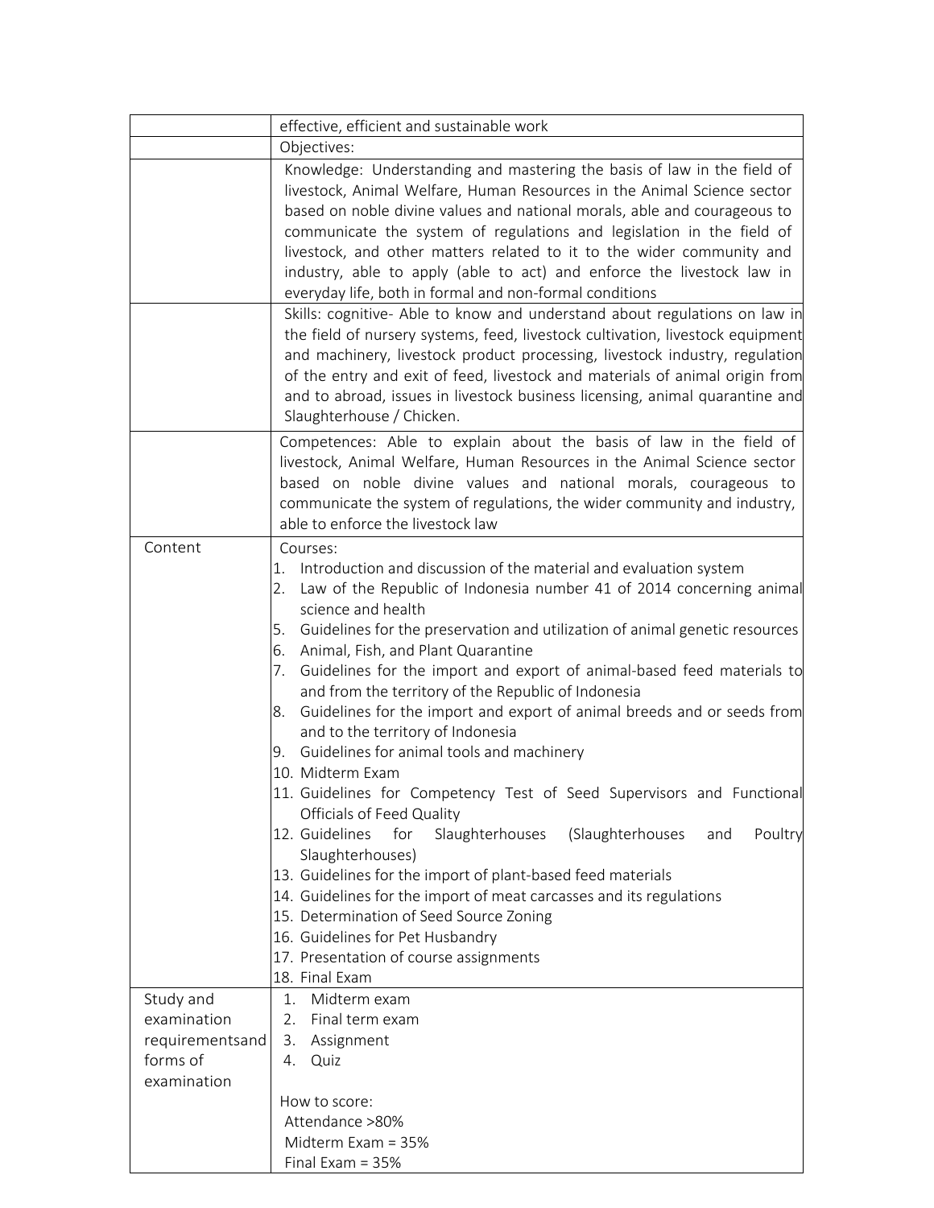|  |  |
|---|---|
|  | effective, efficient and sustainable work |
|  | Objectives: |
|  | Knowledge: Understanding and mastering the basis of law in the field of livestock, Animal Welfare, Human Resources in the Animal Science sector based on noble divine values and national morals, able and courageous to communicate the system of regulations and legislation in the field of livestock, and other matters related to it to the wider community and industry, able to apply (able to act) and enforce the livestock law in everyday life, both in formal and non-formal conditions |
|  | Skills: cognitive- Able to know and understand about regulations on law in the field of nursery systems, feed, livestock cultivation, livestock equipment and machinery, livestock product processing, livestock industry, regulation of the entry and exit of feed, livestock and materials of animal origin from and to abroad, issues in livestock business licensing, animal quarantine and Slaughterhouse / Chicken. |
|  | Competences: Able to explain about the basis of law in the field of livestock, Animal Welfare, Human Resources in the Animal Science sector based on noble divine values and national morals, courageous to communicate the system of regulations, the wider community and industry, able to enforce the livestock law |
| Content | Courses:<br>1. Introduction and discussion of the material and evaluation system<br>2. Law of the Republic of Indonesia number 41 of 2014 concerning animal science and health<br>5. Guidelines for the preservation and utilization of animal genetic resources<br>6. Animal, Fish, and Plant Quarantine<br>7. Guidelines for the import and export of animal-based feed materials to and from the territory of the Republic of Indonesia<br>8. Guidelines for the import and export of animal breeds and or seeds from and to the territory of Indonesia<br>9. Guidelines for animal tools and machinery<br>10. Midterm Exam<br>11. Guidelines for Competency Test of Seed Supervisors and Functional Officials of Feed Quality<br>12. Guidelines for Slaughterhouses (Slaughterhouses and Poultry Slaughterhouses)<br>13. Guidelines for the import of plant-based feed materials<br>14. Guidelines for the import of meat carcasses and its regulations<br>15. Determination of Seed Source Zoning<br>16. Guidelines for Pet Husbandry<br>17. Presentation of course assignments<br>18. Final Exam |
| Study and examination requirementsand forms of examination | 1. Midterm exam<br>2. Final term exam<br>3. Assignment<br>4. Quiz<br><br>How to score:<br>Attendance >80%<br>Midterm Exam = 35%<br>Final Exam = 35% |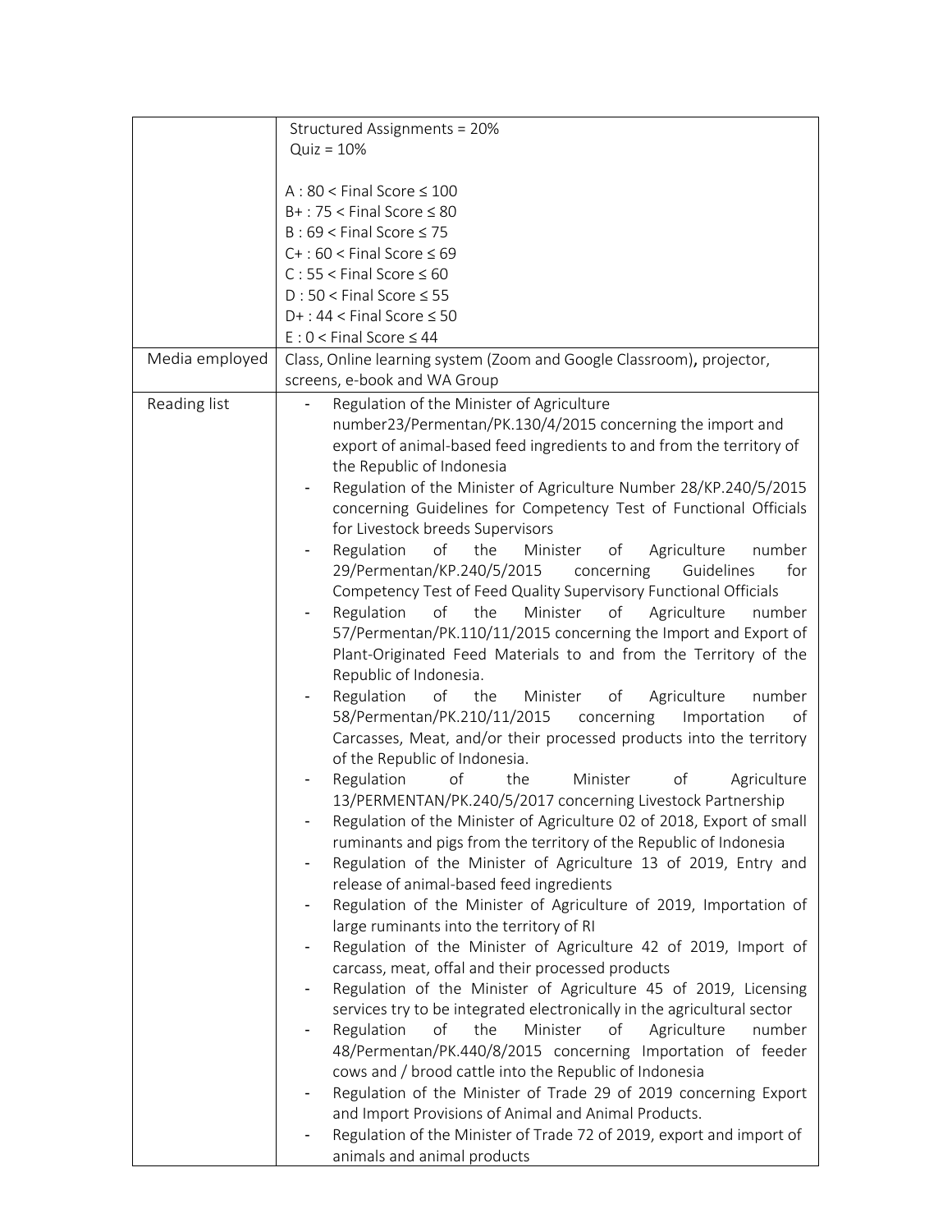| | |
|---|---|
| | Structured Assignments = 20%<br>Quiz = 10%<br><br>A : 80 < Final Score ≤ 100<br>B+ : 75 < Final Score ≤ 80<br>B : 69 < Final Score ≤ 75<br>C+ : 60 < Final Score ≤ 69<br>C : 55 < Final Score ≤ 60<br>D : 50 < Final Score ≤ 55<br>D+ : 44 < Final Score ≤ 50<br>E : 0 < Final Score ≤ 44 |
| Media employed | Class, Online learning system (Zoom and Google Classroom), projector, screens, e-book and WA Group |
| Reading list | - Regulation of the Minister of Agriculture number23/Permentan/PK.130/4/2015 concerning the import and export of animal-based feed ingredients to and from the territory of the Republic of Indonesia<br>- Regulation of the Minister of Agriculture Number 28/KP.240/5/2015 concerning Guidelines for Competency Test of Functional Officials for Livestock breeds Supervisors<br>- Regulation of the Minister of Agriculture number 29/Permentan/KP.240/5/2015 concerning Guidelines for Competency Test of Feed Quality Supervisory Functional Officials<br>- Regulation of the Minister of Agriculture number 57/Permentan/PK.110/11/2015 concerning the Import and Export of Plant-Originated Feed Materials to and from the Territory of the Republic of Indonesia.<br>- Regulation of the Minister of Agriculture number 58/Permentan/PK.210/11/2015 concerning Importation of Carcasses, Meat, and/or their processed products into the territory of the Republic of Indonesia.<br>- Regulation of the Minister of Agriculture 13/PERMENTAN/PK.240/5/2017 concerning Livestock Partnership<br>- Regulation of the Minister of Agriculture 02 of 2018, Export of small ruminants and pigs from the territory of the Republic of Indonesia<br>- Regulation of the Minister of Agriculture 13 of 2019, Entry and release of animal-based feed ingredients<br>- Regulation of the Minister of Agriculture of 2019, Importation of large ruminants into the territory of RI<br>- Regulation of the Minister of Agriculture 42 of 2019, Import of carcass, meat, offal and their processed products<br>- Regulation of the Minister of Agriculture 45 of 2019, Licensing services try to be integrated electronically in the agricultural sector<br>- Regulation of the Minister of Agriculture number 48/Permentan/PK.440/8/2015 concerning Importation of feeder cows and / brood cattle into the Republic of Indonesia<br>- Regulation of the Minister of Trade 29 of 2019 concerning Export and Import Provisions of Animal and Animal Products.<br>- Regulation of the Minister of Trade 72 of 2019, export and import of animals and animal products |